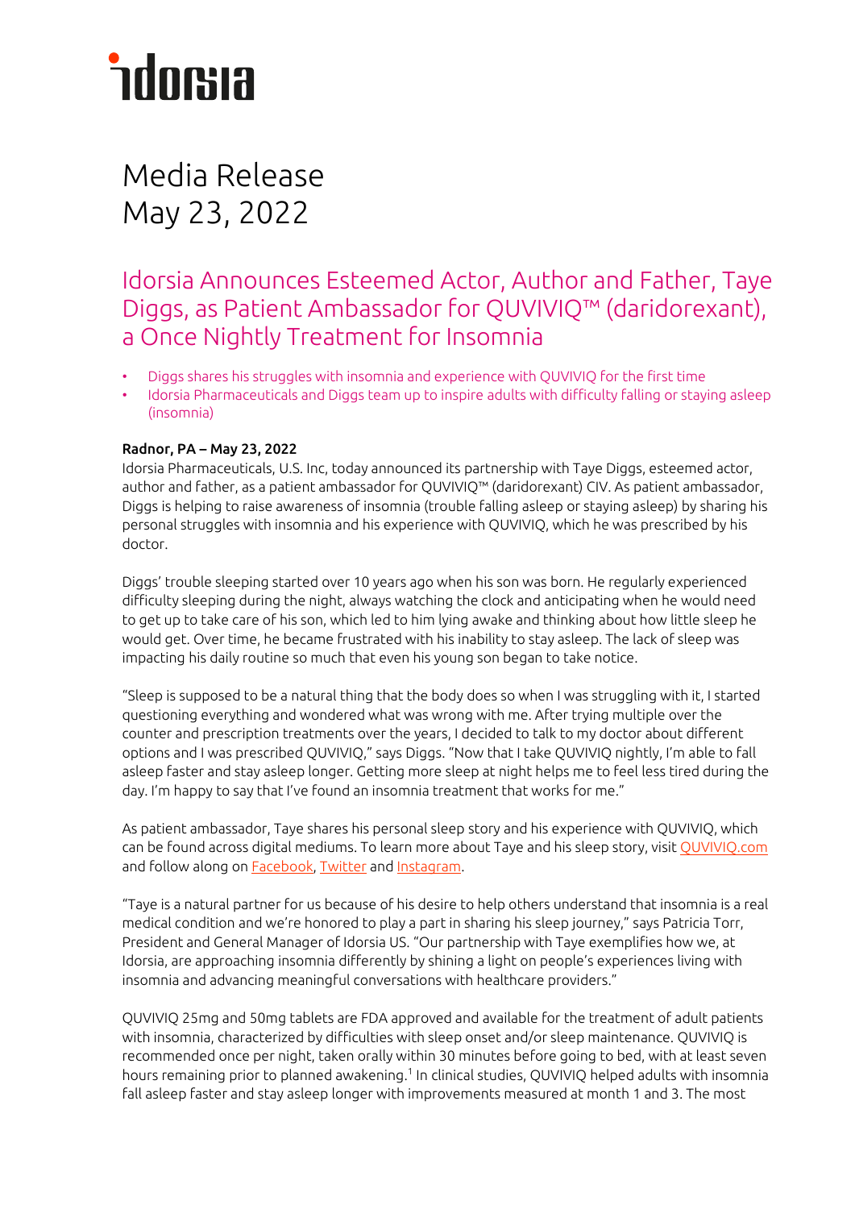# idorsia

# Media Release
May 23, 2022

## Idorsia Announces Esteemed Actor, Author and Father, Taye Diggs, as Patient Ambassador for QUVIVIQ™ (daridorexant), a Once Nightly Treatment for Insomnia

- Diggs shares his struggles with insomnia and experience with QUVIVIQ for the first time
- Idorsia Pharmaceuticals and Diggs team up to inspire adults with difficulty falling or staying asleep (insomnia)

**Radnor, PA – May 23, 2022**
Idorsia Pharmaceuticals, U.S. Inc, today announced its partnership with Taye Diggs, esteemed actor, author and father, as a patient ambassador for QUVIVIQ™ (daridorexant) CIV. As patient ambassador, Diggs is helping to raise awareness of insomnia (trouble falling asleep or staying asleep) by sharing his personal struggles with insomnia and his experience with QUVIVIQ, which he was prescribed by his doctor.

Diggs' trouble sleeping started over 10 years ago when his son was born. He regularly experienced difficulty sleeping during the night, always watching the clock and anticipating when he would need to get up to take care of his son, which led to him lying awake and thinking about how little sleep he would get. Over time, he became frustrated with his inability to stay asleep. The lack of sleep was impacting his daily routine so much that even his young son began to take notice.

"Sleep is supposed to be a natural thing that the body does so when I was struggling with it, I started questioning everything and wondered what was wrong with me. After trying multiple over the counter and prescription treatments over the years, I decided to talk to my doctor about different options and I was prescribed QUVIVIQ," says Diggs. "Now that I take QUVIVIQ nightly, I'm able to fall asleep faster and stay asleep longer. Getting more sleep at night helps me to feel less tired during the day. I'm happy to say that I've found an insomnia treatment that works for me."

As patient ambassador, Taye shares his personal sleep story and his experience with QUVIVIQ, which can be found across digital mediums. To learn more about Taye and his sleep story, visit QUVIVIQ.com and follow along on Facebook, Twitter and Instagram.

"Taye is a natural partner for us because of his desire to help others understand that insomnia is a real medical condition and we're honored to play a part in sharing his sleep journey," says Patricia Torr, President and General Manager of Idorsia US. "Our partnership with Taye exemplifies how we, at Idorsia, are approaching insomnia differently by shining a light on people's experiences living with insomnia and advancing meaningful conversations with healthcare providers."

QUVIVIQ 25mg and 50mg tablets are FDA approved and available for the treatment of adult patients with insomnia, characterized by difficulties with sleep onset and/or sleep maintenance. QUVIVIQ is recommended once per night, taken orally within 30 minutes before going to bed, with at least seven hours remaining prior to planned awakening.[1] In clinical studies, QUVIVIQ helped adults with insomnia fall asleep faster and stay asleep longer with improvements measured at month 1 and 3. The most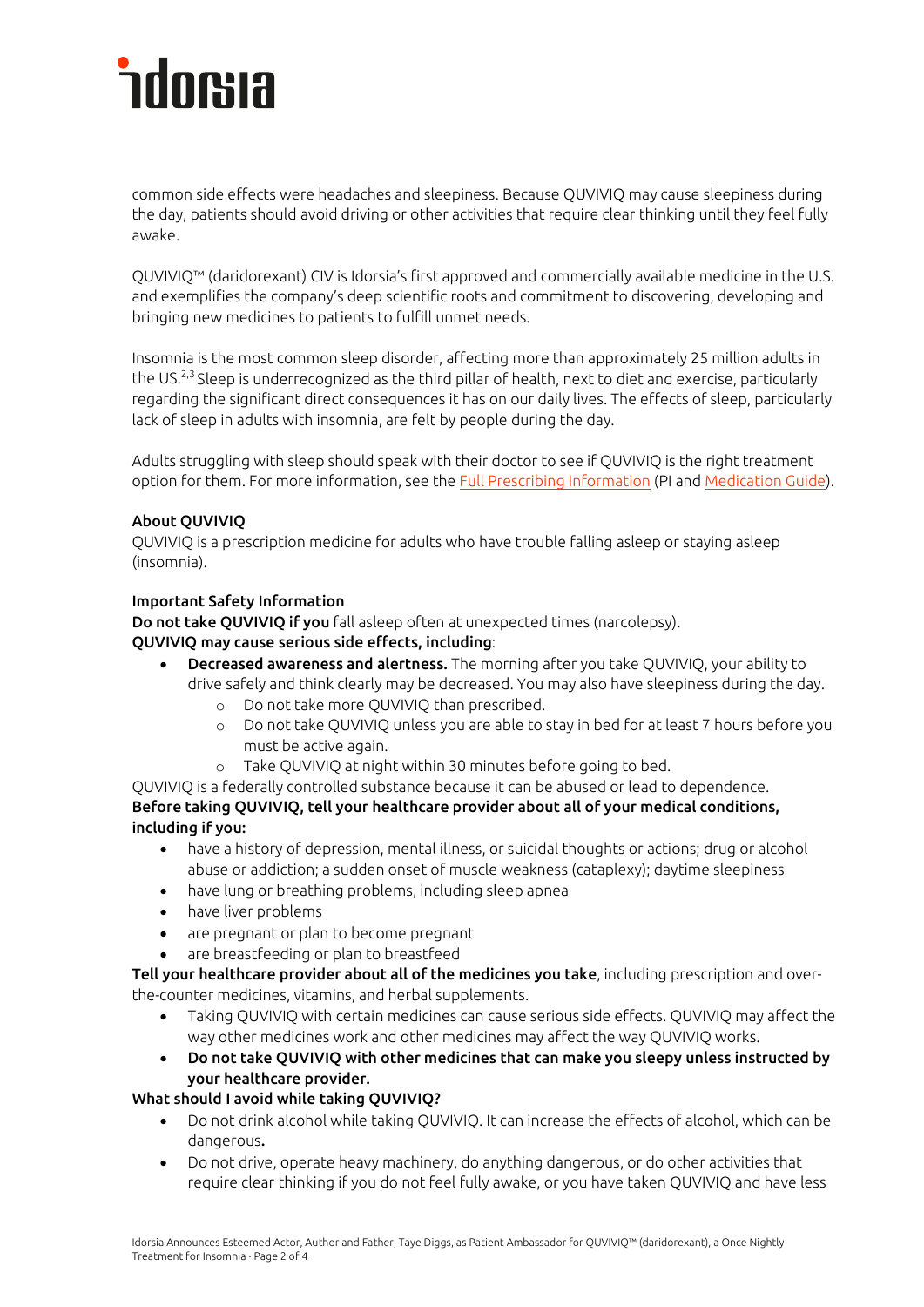common side effects were headaches and sleepiness. Because QUVIVIQ may cause sleepiness during the day, patients should avoid driving or other activities that require clear thinking until they feel fully awake.

QUVIVIQ™ (daridorexant) CIV is Idorsia's first approved and commercially available medicine in the U.S. and exemplifies the company's deep scientific roots and commitment to discovering, developing and bringing new medicines to patients to fulfill unmet needs.

Insomnia is the most common sleep disorder, affecting more than approximately 25 million adults in the US.[2,3] Sleep is underrecognized as the third pillar of health, next to diet and exercise, particularly regarding the significant direct consequences it has on our daily lives. The effects of sleep, particularly lack of sleep in adults with insomnia, are felt by people during the day.

Adults struggling with sleep should speak with their doctor to see if QUVIVIQ is the right treatment option for them. For more information, see the Full Prescribing Information (PI and Medication Guide).

**About QUVIVIQ**

QUVIVIQ is a prescription medicine for adults who have trouble falling asleep or staying asleep (insomnia).

**Important Safety Information**

**Do not take QUVIVIQ if you** fall asleep often at unexpected times (narcolepsy).

**QUVIVIQ may cause serious side effects, including**:

- **Decreased awareness and alertness.** The morning after you take QUVIVIQ, your ability to drive safely and think clearly may be decreased. You may also have sleepiness during the day.
  - Do not take more QUVIVIQ than prescribed.
  - Do not take QUVIVIQ unless you are able to stay in bed for at least 7 hours before you must be active again.
  - Take QUVIVIQ at night within 30 minutes before going to bed.

QUVIVIQ is a federally controlled substance because it can be abused or lead to dependence.

**Before taking QUVIVIQ, tell your healthcare provider about all of your medical conditions, including if you:**

- have a history of depression, mental illness, or suicidal thoughts or actions; drug or alcohol abuse or addiction; a sudden onset of muscle weakness (cataplexy); daytime sleepiness
- have lung or breathing problems, including sleep apnea
- have liver problems
- are pregnant or plan to become pregnant
- are breastfeeding or plan to breastfeed

**Tell your healthcare provider about all of the medicines you take**, including prescription and over-the-counter medicines, vitamins, and herbal supplements.

- Taking QUVIVIQ with certain medicines can cause serious side effects. QUVIVIQ may affect the way other medicines work and other medicines may affect the way QUVIVIQ works.
- **Do not take QUVIVIQ with other medicines that can make you sleepy unless instructed by your healthcare provider.**

**What should I avoid while taking QUVIVIQ?**

- Do not drink alcohol while taking QUVIVIQ. It can increase the effects of alcohol, which can be dangerous.
- Do not drive, operate heavy machinery, do anything dangerous, or do other activities that require clear thinking if you do not feel fully awake, or you have taken QUVIVIQ and have less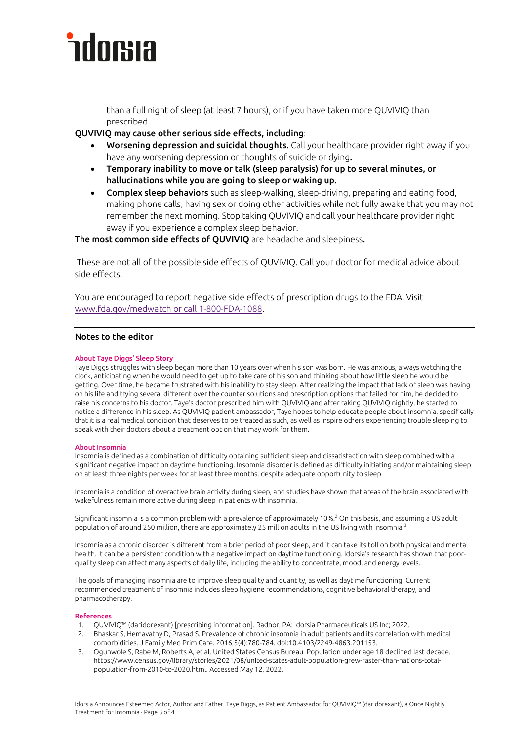than a full night of sleep (at least 7 hours), or if you have taken more QUVIVIQ than prescribed.

**QUVIVIQ may cause other serious side effects, including**:

- **Worsening depression and suicidal thoughts.** Call your healthcare provider right away if you have any worsening depression or thoughts of suicide or dying**.**
- **Temporary inability to move or talk (sleep paralysis) for up to several minutes, or hallucinations while you are going to sleep or waking up.**
- **Complex sleep behaviors** such as sleep-walking, sleep-driving, preparing and eating food, making phone calls, having sex or doing other activities while not fully awake that you may not remember the next morning. Stop taking QUVIVIQ and call your healthcare provider right away if you experience a complex sleep behavior.

**The most common side effects of QUVIVIQ** are headache and sleepiness**.**

These are not all of the possible side effects of QUVIVIQ. Call your doctor for medical advice about side effects.

You are encouraged to report negative side effects of prescription drugs to the FDA. Visit www.fda.gov/medwatch or call 1-800-FDA-1088.

---

## Notes to the editor

### About Taye Diggs' Sleep Story

Taye Diggs struggles with sleep began more than 10 years over when his son was born. He was anxious, always watching the clock, anticipating when he would need to get up to take care of his son and thinking about how little sleep he would be getting. Over time, he became frustrated with his inability to stay sleep. After realizing the impact that lack of sleep was having on his life and trying several different over the counter solutions and prescription options that failed for him, he decided to raise his concerns to his doctor. Taye's doctor prescribed him with QUVIVIQ and after taking QUVIVIQ nightly, he started to notice a difference in his sleep. As QUVIVIQ patient ambassador, Taye hopes to help educate people about insomnia, specifically that it is a real medical condition that deserves to be treated as such, as well as inspire others experiencing trouble sleeping to speak with their doctors about a treatment option that may work for them.

### About Insomnia

Insomnia is defined as a combination of difficulty obtaining sufficient sleep and dissatisfaction with sleep combined with a significant negative impact on daytime functioning. Insomnia disorder is defined as difficulty initiating and/or maintaining sleep on at least three nights per week for at least three months, despite adequate opportunity to sleep.

Insomnia is a condition of overactive brain activity during sleep, and studies have shown that areas of the brain associated with wakefulness remain more active during sleep in patients with insomnia.

Significant insomnia is a common problem with a prevalence of approximately 10%.[2] On this basis, and assuming a US adult population of around 250 million, there are approximately 25 million adults in the US living with insomnia.[3]

Insomnia as a chronic disorder is different from a brief period of poor sleep, and it can take its toll on both physical and mental health. It can be a persistent condition with a negative impact on daytime functioning. Idorsia's research has shown that poor-quality sleep can affect many aspects of daily life, including the ability to concentrate, mood, and energy levels.

The goals of managing insomnia are to improve sleep quality and quantity, as well as daytime functioning. Current recommended treatment of insomnia includes sleep hygiene recommendations, cognitive behavioral therapy, and pharmacotherapy.

### References

1. QUVIVIQ™ (daridorexant) [prescribing information]. Radnor, PA: Idorsia Pharmaceuticals US Inc; 2022.
2. Bhaskar S, Hemavathy D, Prasad S. Prevalence of chronic insomnia in adult patients and its correlation with medical comorbidities. J Family Med Prim Care. 2016;5(4):780-784. doi:10.4103/2249-4863.201153.
3. Ogunwole S, Rabe M, Roberts A, et al. United States Census Bureau. Population under age 18 declined last decade. https://www.census.gov/library/stories/2021/08/united-states-adult-population-grew-faster-than-nations-total-population-from-2010-to-2020.html. Accessed May 12, 2022.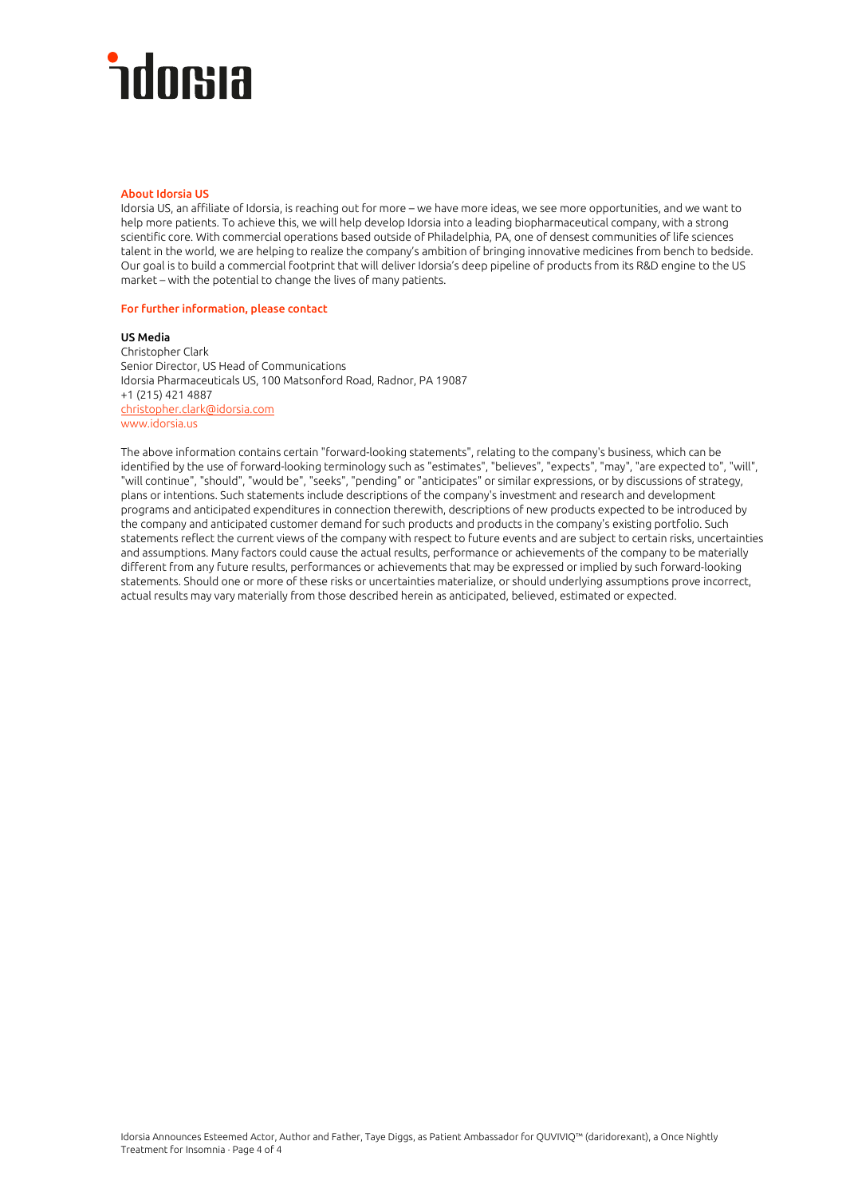## About Idorsia US

Idorsia US, an affiliate of Idorsia, is reaching out for more – we have more ideas, we see more opportunities, and we want to help more patients. To achieve this, we will help develop Idorsia into a leading biopharmaceutical company, with a strong scientific core. With commercial operations based outside of Philadelphia, PA, one of densest communities of life sciences talent in the world, we are helping to realize the company's ambition of bringing innovative medicines from bench to bedside. Our goal is to build a commercial footprint that will deliver Idorsia's deep pipeline of products from its R&D engine to the US market – with the potential to change the lives of many patients.

## For further information, please contact

**US Media**
Christopher Clark
Senior Director, US Head of Communications
Idorsia Pharmaceuticals US, 100 Matsonford Road, Radnor, PA 19087
+1 (215) 421 4887
christopher.clark@idorsia.com
www.idorsia.us

The above information contains certain "forward-looking statements", relating to the company's business, which can be identified by the use of forward-looking terminology such as "estimates", "believes", "expects", "may", "are expected to", "will", "will continue", "should", "would be", "seeks", "pending" or "anticipates" or similar expressions, or by discussions of strategy, plans or intentions. Such statements include descriptions of the company's investment and research and development programs and anticipated expenditures in connection therewith, descriptions of new products expected to be introduced by the company and anticipated customer demand for such products and products in the company's existing portfolio. Such statements reflect the current views of the company with respect to future events and are subject to certain risks, uncertainties and assumptions. Many factors could cause the actual results, performance or achievements of the company to be materially different from any future results, performances or achievements that may be expressed or implied by such forward-looking statements. Should one or more of these risks or uncertainties materialize, or should underlying assumptions prove incorrect, actual results may vary materially from those described herein as anticipated, believed, estimated or expected.